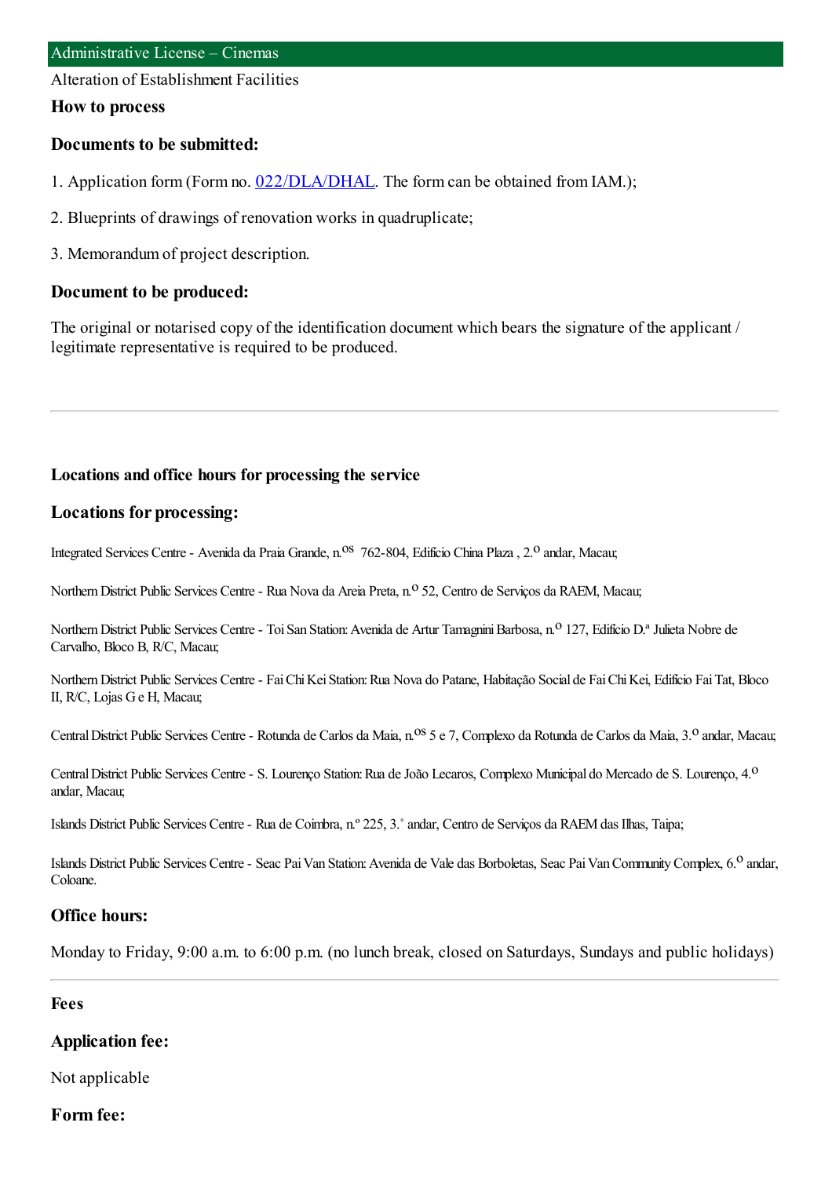Administrative License – Cinemas

Alteration of Establishment Facilities

### How to process

### Documents to be submitted:

1. Application form (Form no. 022/DLA/DHAL. The form can be obtained from IAM.);
2. Blueprints of drawings of renovation works in quadruplicate;
3. Memorandum of project description.

### Document to be produced:

The original or notarised copy of the identification document which bears the signature of the applicant / legitimate representative is required to be produced.

---

### Locations and office hours for processing the service

### Locations for processing:

Integrated Services Centre - Avenida da Praia Grande, n.os 762-804, Edifício China Plaza , 2.o andar, Macau;

Northern District Public Services Centre - Rua Nova da Areia Preta, n.o 52, Centro de Serviços da RAEM, Macau;

Northern District Public Services Centre - Toi San Station: Avenida de Artur Tamagnini Barbosa, n.o 127, Edifício D.ª Julieta Nobre de Carvalho, Bloco B, R/C, Macau;

Northern District Public Services Centre - Fai Chi Kei Station: Rua Nova do Patane, Habitação Social de Fai Chi Kei, Edifício Fai Tat, Bloco II, R/C, Lojas G e H, Macau;

Central District Public Services Centre - Rotunda de Carlos da Maia, n.os 5 e 7, Complexo da Rotunda de Carlos da Maia, 3.o andar, Macau;

Central District Public Services Centre - S. Lourenço Station: Rua de João Lecaros, Complexo Municipal do Mercado de S. Lourenço, 4.o andar, Macau;

Islands District Public Services Centre - Rua de Coimbra, n.º 225, 3.˚ andar, Centro de Serviços da RAEM das Ilhas, Taipa;

Islands District Public Services Centre - Seac Pai Van Station: Avenida de Vale das Borboletas, Seac Pai Van Community Complex, 6.o andar, Coloane.

### Office hours:

Monday to Friday, 9:00 a.m. to 6:00 p.m. (no lunch break, closed on Saturdays, Sundays and public holidays)

---

### Fees

### Application fee:

Not applicable

### Form fee: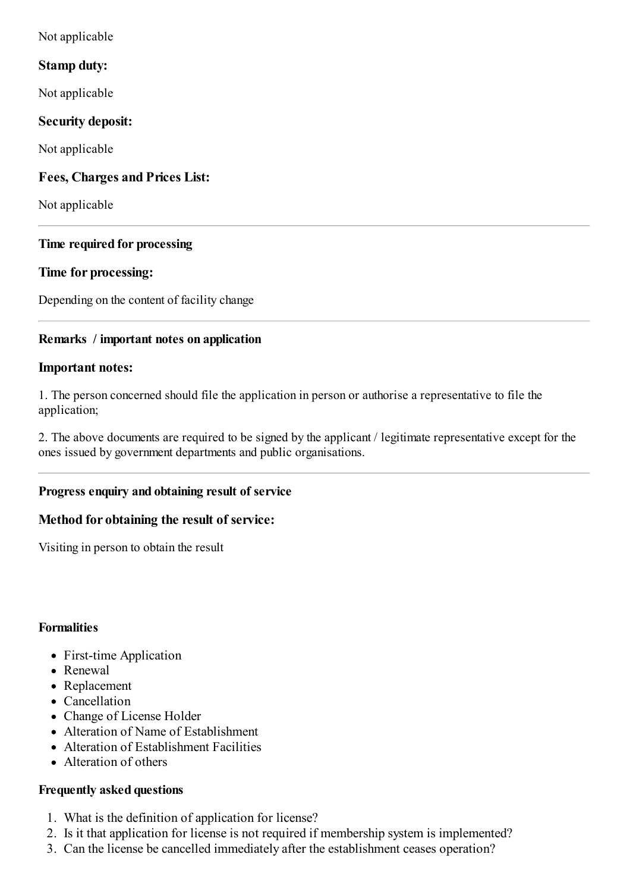Not applicable

### Stamp duty:

Not applicable

### Security deposit:

Not applicable

### Fees, Charges and Prices List:

Not applicable

---

**Time required for processing**

### Time for processing:

Depending on the content of facility change

---

**Remarks / important notes on application**

### Important notes:

1. The person concerned should file the application in person or authorise a representative to file the application;

2. The above documents are required to be signed by the applicant / legitimate representative except for the ones issued by government departments and public organisations.

---

**Progress enquiry and obtaining result of service**

### Method for obtaining the result of service:

Visiting in person to obtain the result

**Formalities**

- First-time Application
- Renewal
- Replacement
- Cancellation
- Change of License Holder
- Alteration of Name of Establishment
- Alteration of Establishment Facilities
- Alteration of others

**Frequently asked questions**

1. What is the definition of application for license?
2. Is it that application for license is not required if membership system is implemented?
3. Can the license be cancelled immediately after the establishment ceases operation?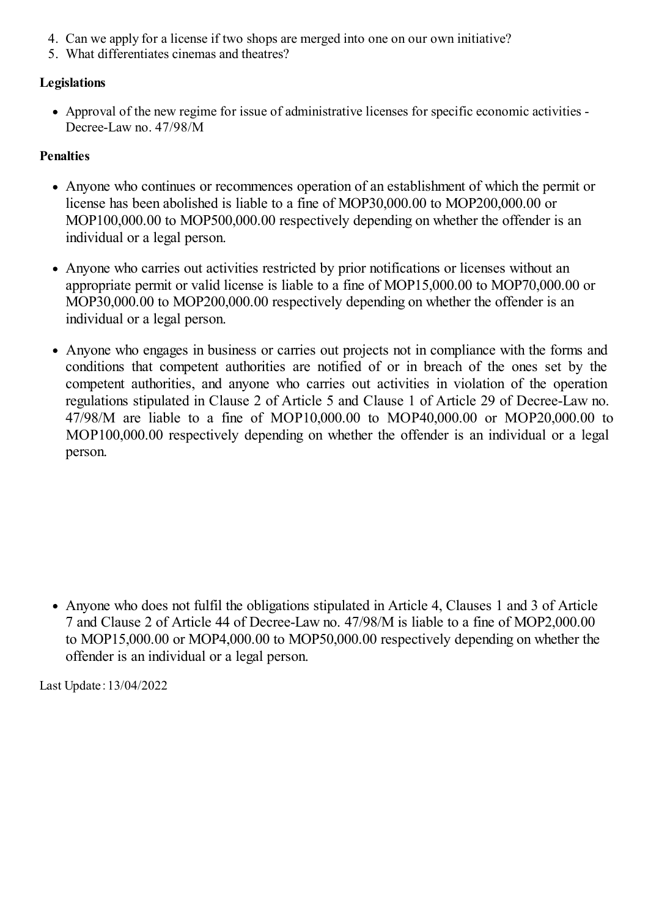4. Can we apply for a license if two shops are merged into one on our own initiative?
5. What differentiates cinemas and theatres?

**Legislations**

- Approval of the new regime for issue of administrative licenses for specific economic activities - Decree-Law no. 47/98/M

**Penalties**

- Anyone who continues or recommences operation of an establishment of which the permit or license has been abolished is liable to a fine of MOP30,000.00 to MOP200,000.00 or MOP100,000.00 to MOP500,000.00 respectively depending on whether the offender is an individual or a legal person.
- Anyone who carries out activities restricted by prior notifications or licenses without an appropriate permit or valid license is liable to a fine of MOP15,000.00 to MOP70,000.00 or MOP30,000.00 to MOP200,000.00 respectively depending on whether the offender is an individual or a legal person.
- Anyone who engages in business or carries out projects not in compliance with the forms and conditions that competent authorities are notified of or in breach of the ones set by the competent authorities, and anyone who carries out activities in violation of the operation regulations stipulated in Clause 2 of Article 5 and Clause 1 of Article 29 of Decree-Law no. 47/98/M are liable to a fine of MOP10,000.00 to MOP40,000.00 or MOP20,000.00 to MOP100,000.00 respectively depending on whether the offender is an individual or a legal person.
- Anyone who does not fulfil the obligations stipulated in Article 4, Clauses 1 and 3 of Article 7 and Clause 2 of Article 44 of Decree-Law no. 47/98/M is liable to a fine of MOP2,000.00 to MOP15,000.00 or MOP4,000.00 to MOP50,000.00 respectively depending on whether the offender is an individual or a legal person.

Last Update : 13/04/2022